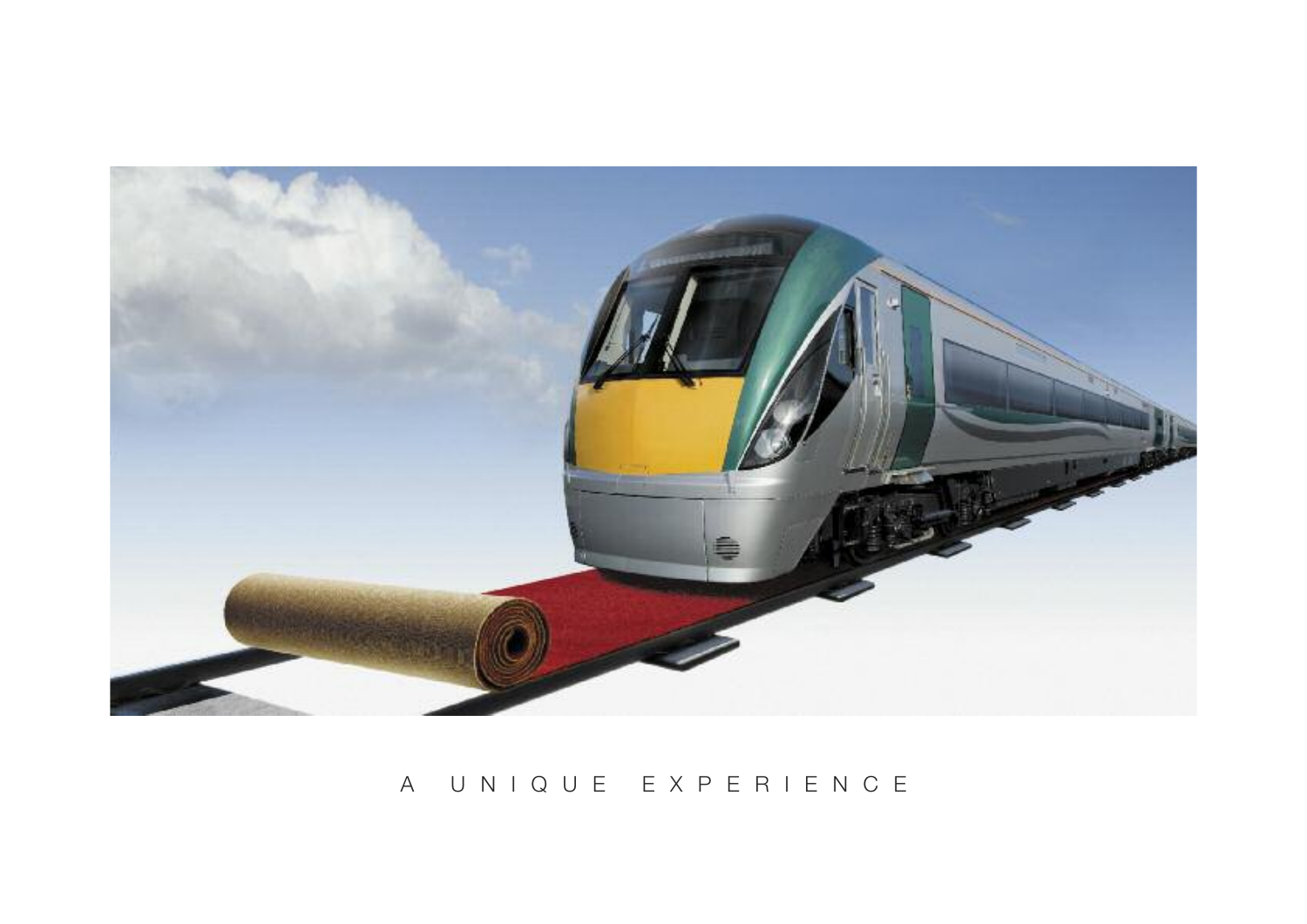A UNIQUE EXPERIENCE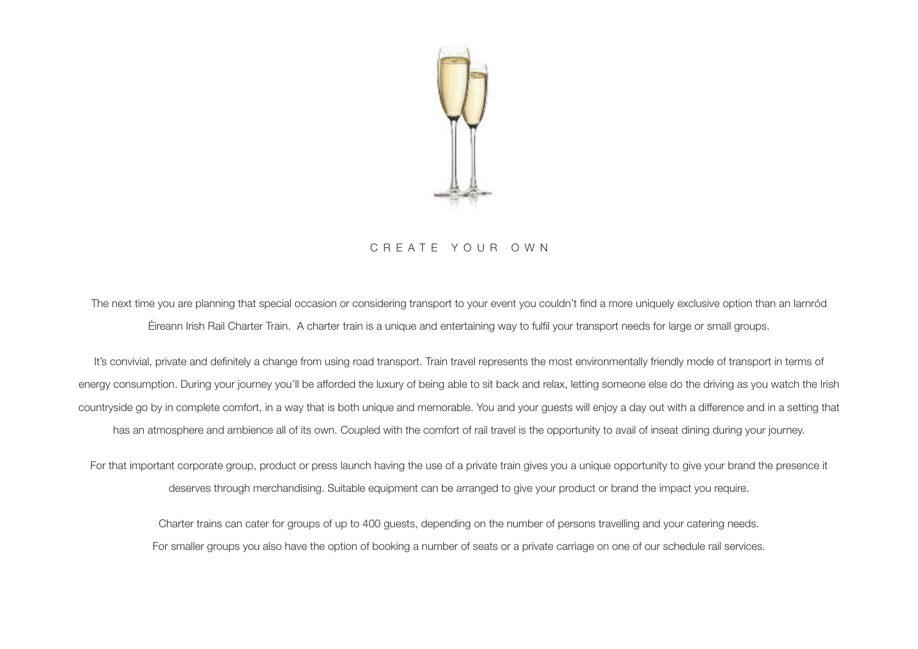# CREATE YOUR OWN

The next time you are planning that special occasion or considering transport to your event you couldn't find a more uniquely exclusive option than an Iarnród Éireann Irish Rail Charter Train. A charter train is a unique and entertaining way to fulfil your transport needs for large or small groups.

It's convivial, private and definitely a change from using road transport. Train travel represents the most environmentally friendly mode of transport in terms of energy consumption. During your journey you'll be afforded the luxury of being able to sit back and relax, letting someone else do the driving as you watch the Irish countryside go by in complete comfort, in a way that is both unique and memorable. You and your guests will enjoy a day out with a difference and in a setting that has an atmosphere and ambience all of its own. Coupled with the comfort of rail travel is the opportunity to avail of inseat dining during your journey.

For that important corporate group, product or press launch having the use of a private train gives you a unique opportunity to give your brand the presence it deserves through merchandising. Suitable equipment can be arranged to give your product or brand the impact you require.

Charter trains can cater for groups of up to 400 guests, depending on the number of persons travelling and your catering needs.
For smaller groups you also have the option of booking a number of seats or a private carriage on one of our schedule rail services.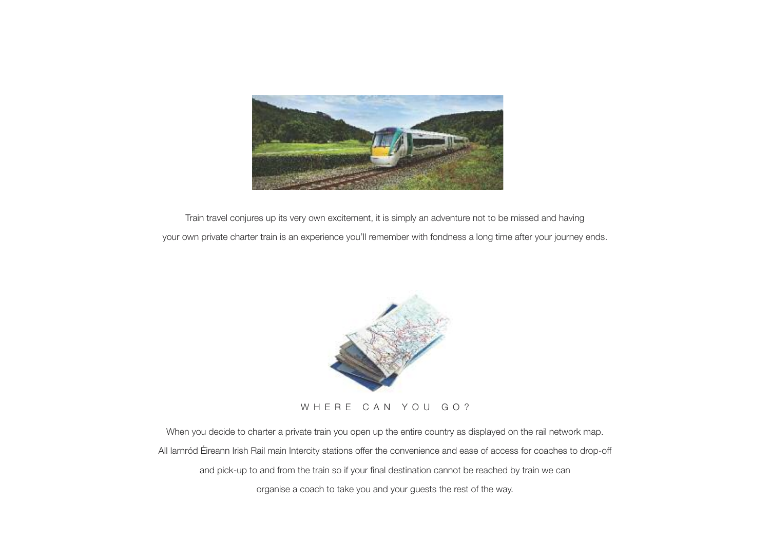Train travel conjures up its very own excitement, it is simply an adventure not to be missed and having your own private charter train is an experience you'll remember with fondness a long time after your journey ends.

## WHERE CAN YOU GO?

When you decide to charter a private train you open up the entire country as displayed on the rail network map. All Iarnród Éireann Irish Rail main Intercity stations offer the convenience and ease of access for coaches to drop-off and pick-up to and from the train so if your final destination cannot be reached by train we can organise a coach to take you and your guests the rest of the way.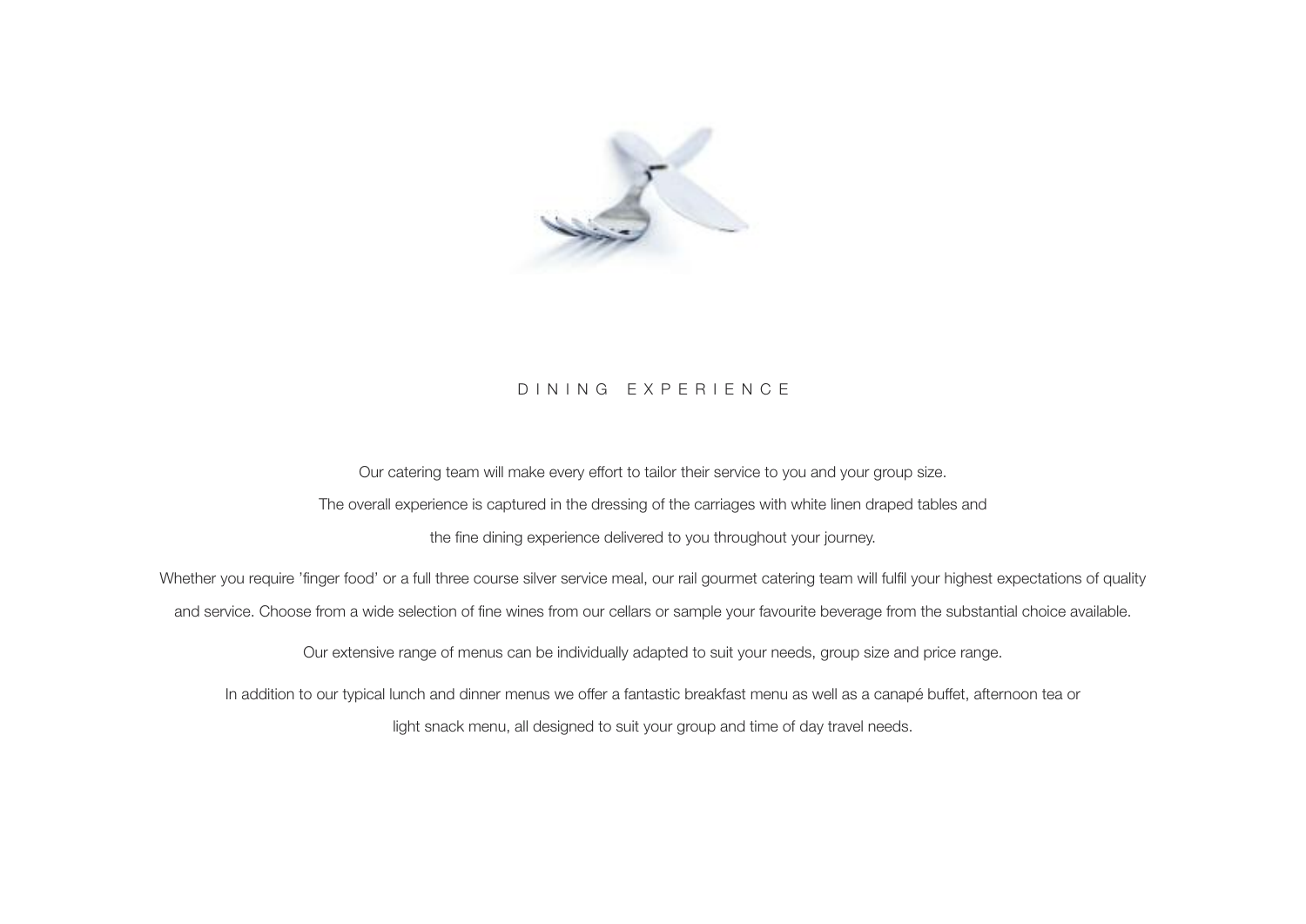# DINING EXPERIENCE

Our catering team will make every effort to tailor their service to you and your group size.

The overall experience is captured in the dressing of the carriages with white linen draped tables and the fine dining experience delivered to you throughout your journey.

Whether you require 'finger food' or a full three course silver service meal, our rail gourmet catering team will fulfil your highest expectations of quality and service. Choose from a wide selection of fine wines from our cellars or sample your favourite beverage from the substantial choice available.

Our extensive range of menus can be individually adapted to suit your needs, group size and price range.

In addition to our typical lunch and dinner menus we offer a fantastic breakfast menu as well as a canapé buffet, afternoon tea or light snack menu, all designed to suit your group and time of day travel needs.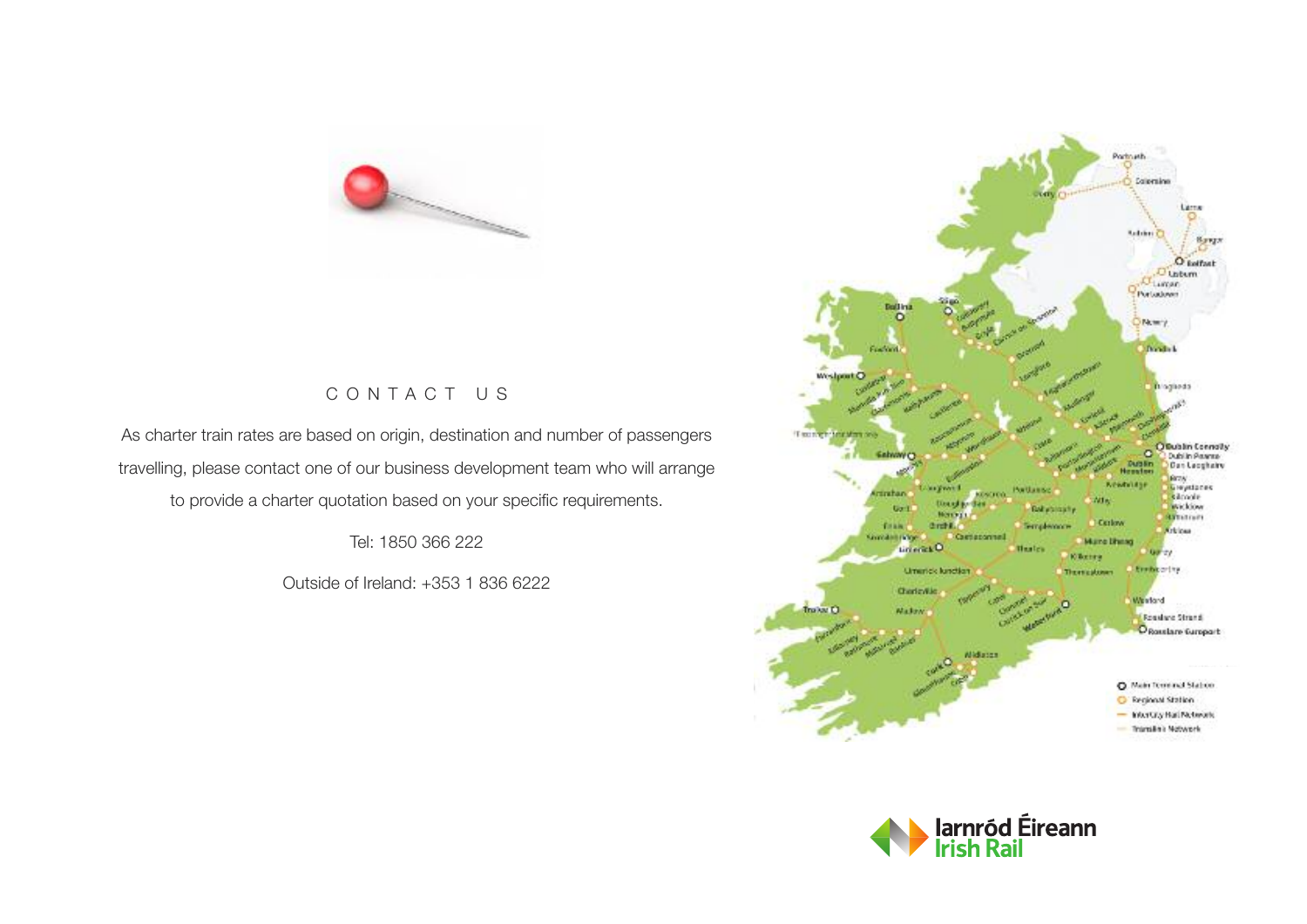## CONTACT US

As charter train rates are based on origin, destination and number of passengers travelling, please contact one of our business development team who will arrange to provide a charter quotation based on your specific requirements.

Tel: 1850 366 222

Outside of Ireland: +353 1 836 6222

Iarnród Éireann
Irish Rail